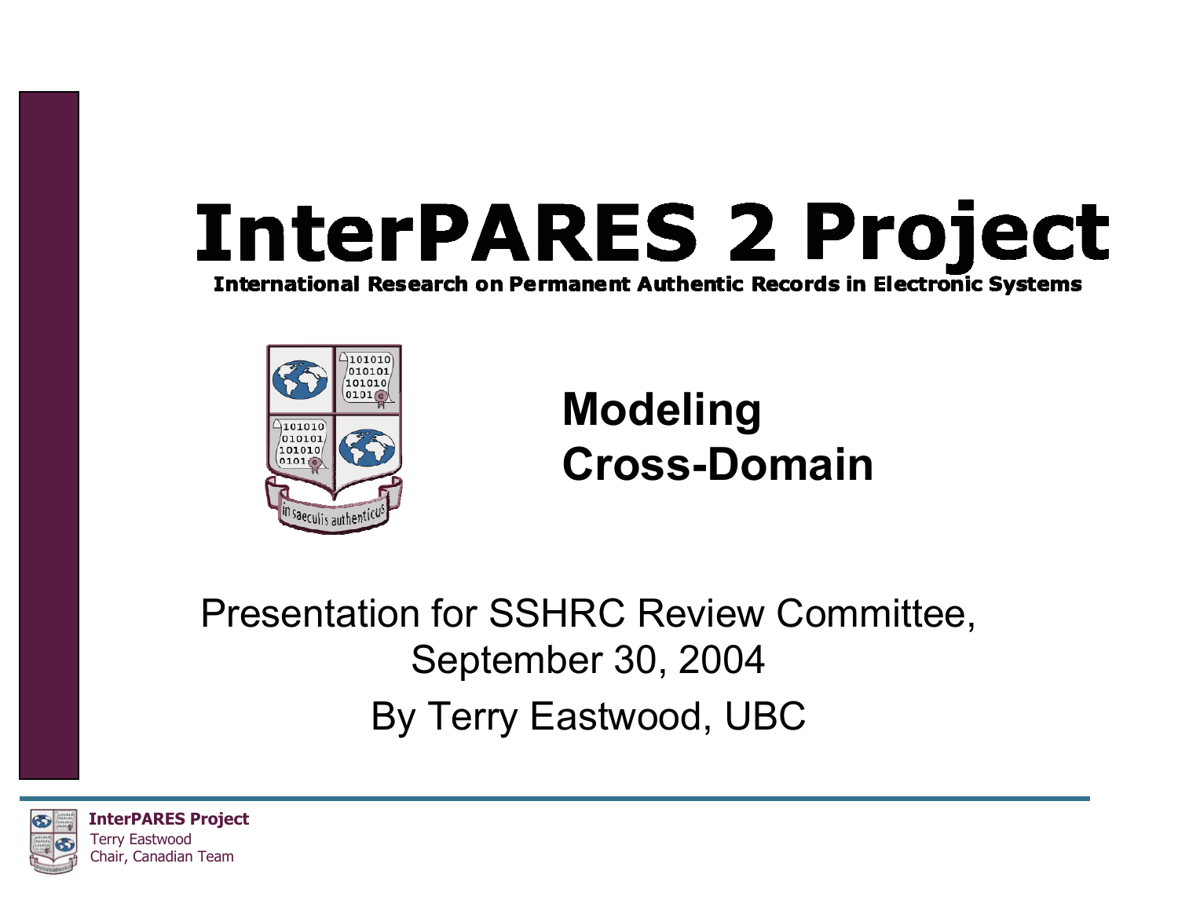# InterPARES 2 Project

**International Research on Permanent Authentic Records in Electronic Systems**

## Modeling Cross-Domain

Presentation for SSHRC Review Committee, September 30, 2004

By Terry Eastwood, UBC

**InterPARES Project**
Terry Eastwood
Chair, Canadian Team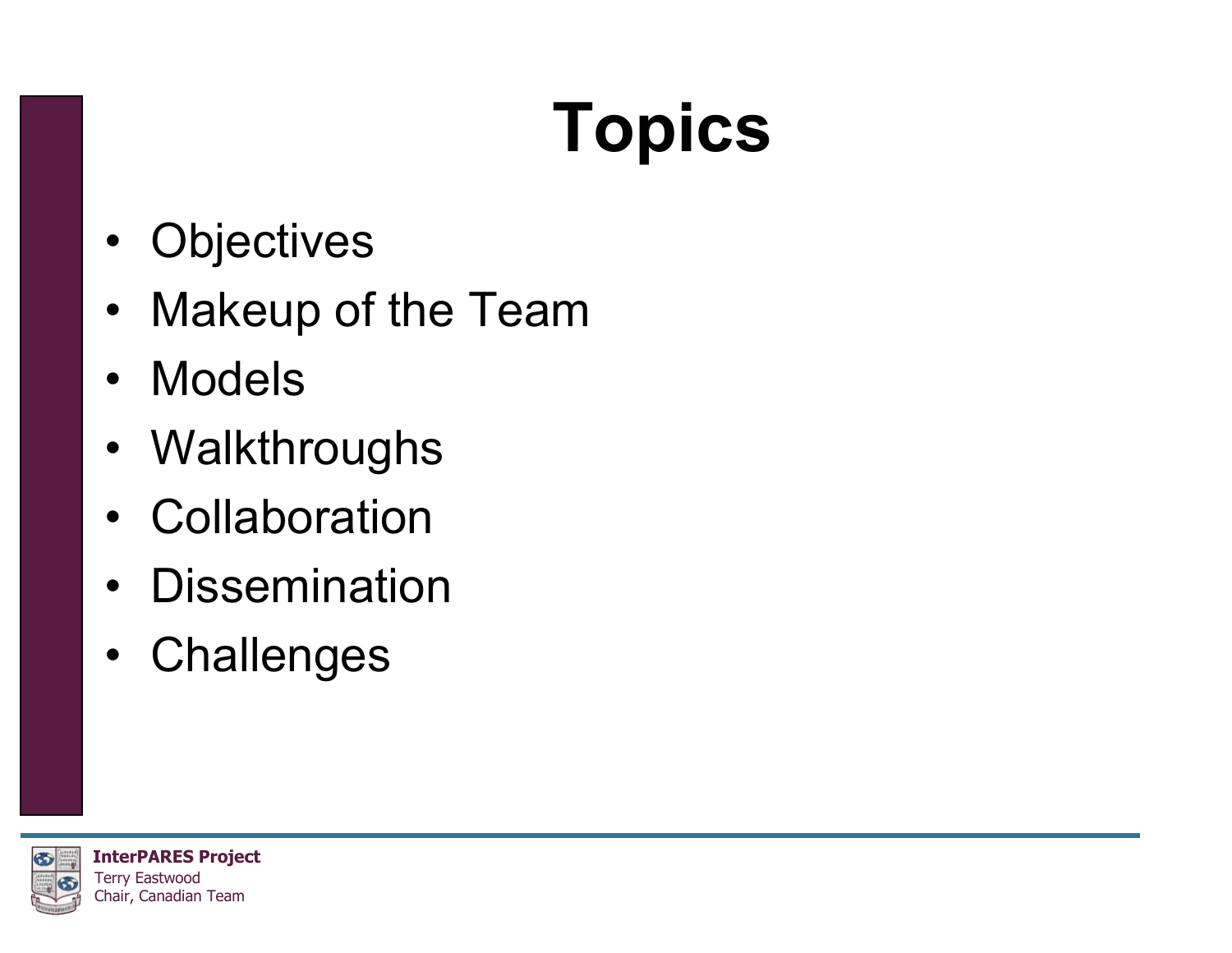# Topics

- Objectives
- Makeup of the Team
- Models
- Walkthroughs
- Collaboration
- Dissemination
- Challenges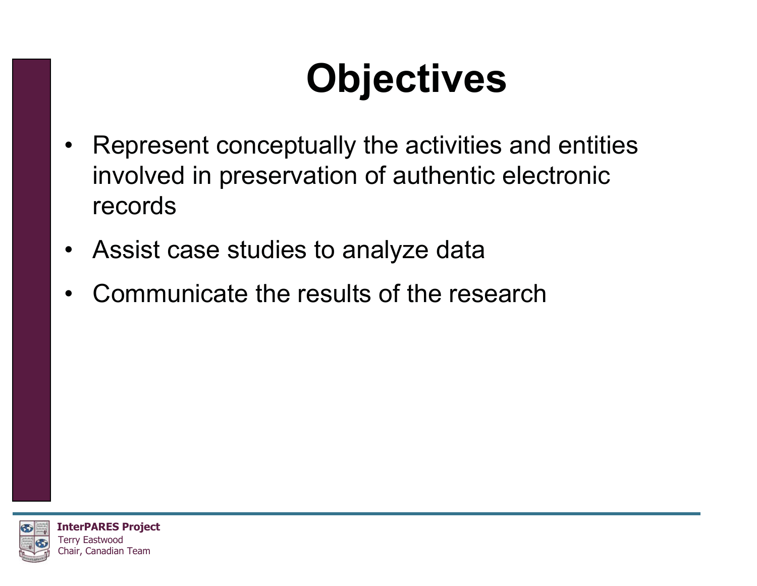# Objectives

- Represent conceptually the activities and entities involved in preservation of authentic electronic records
- Assist case studies to analyze data
- Communicate the results of the research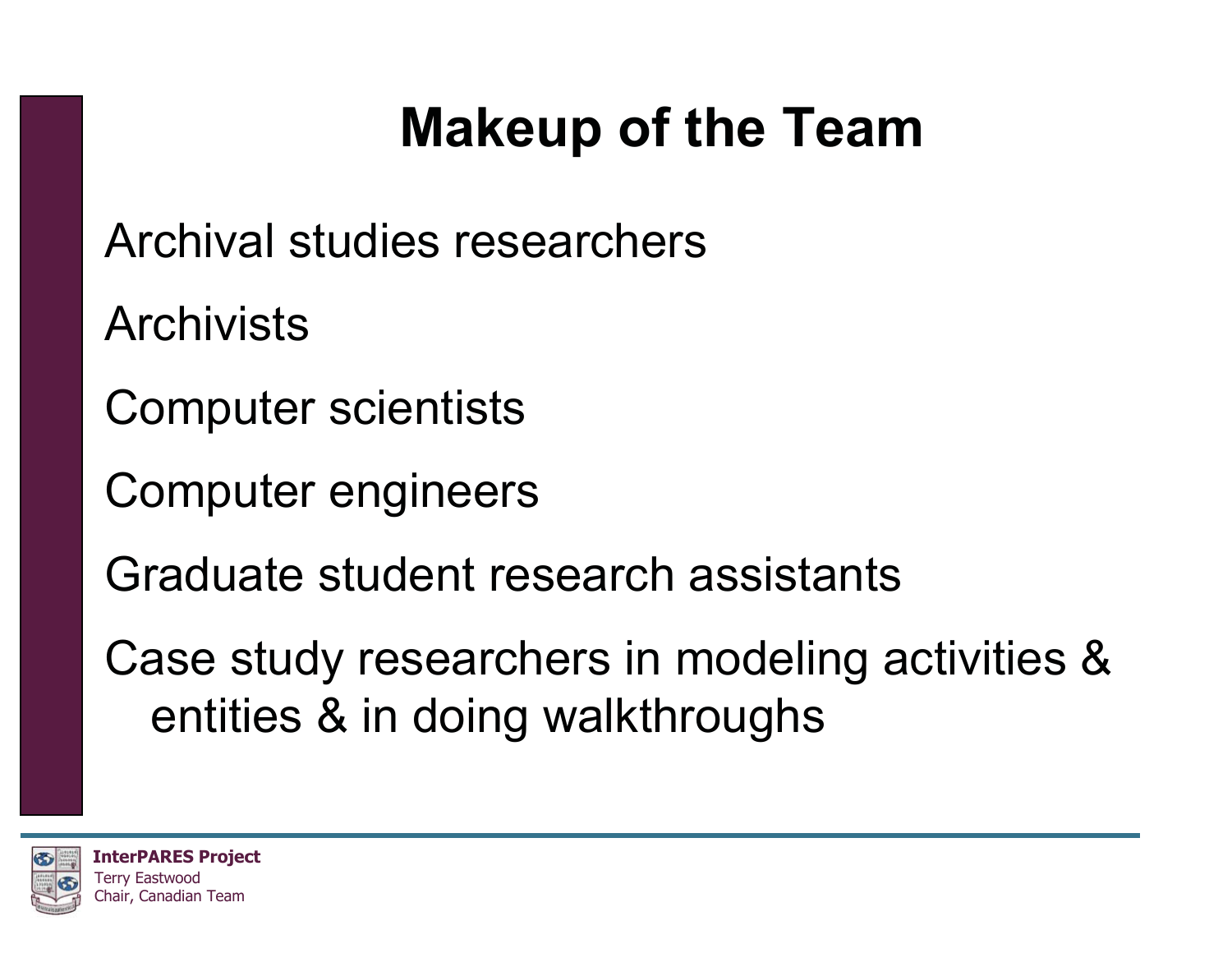# Makeup of the Team

Archival studies researchers

Archivists

Computer scientists

Computer engineers

Graduate student research assistants

Case study researchers in modeling activities & entities & in doing walkthroughs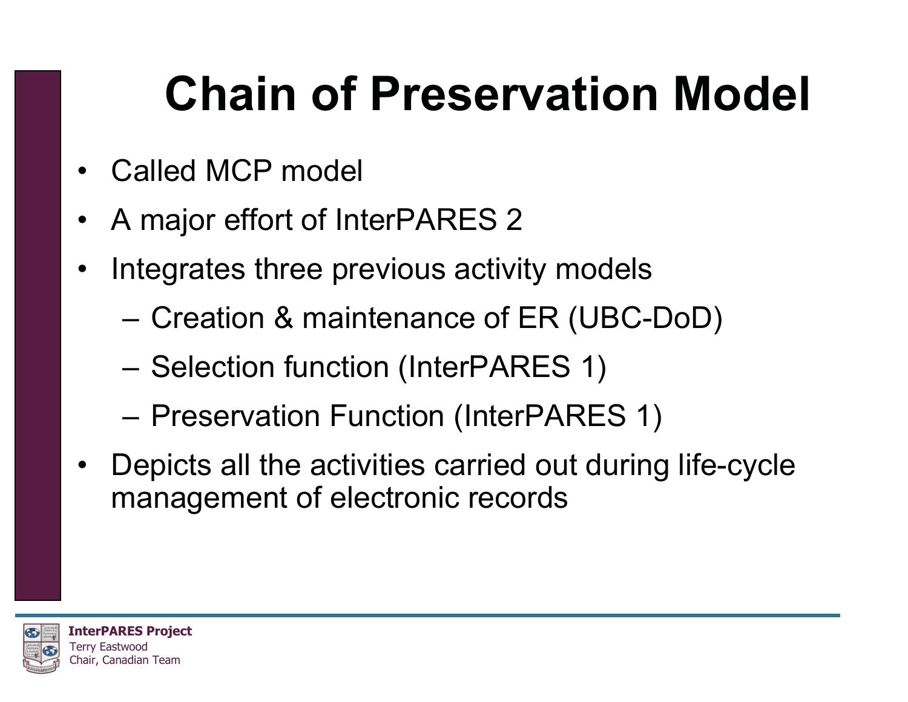# Chain of Preservation Model

- Called MCP model
- A major effort of InterPARES 2
- Integrates three previous activity models
  - Creation & maintenance of ER (UBC-DoD)
  - Selection function (InterPARES 1)
  - Preservation Function (InterPARES 1)
- Depicts all the activities carried out during life-cycle management of electronic records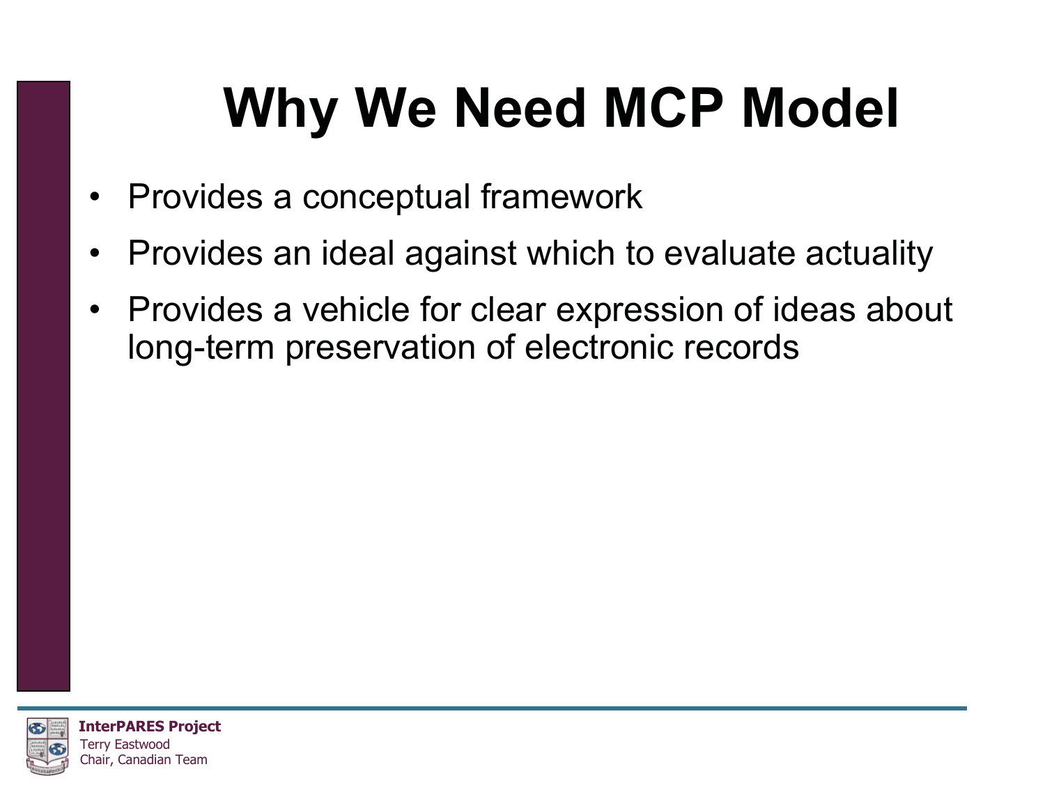# Why We Need MCP Model

- Provides a conceptual framework
- Provides an ideal against which to evaluate actuality
- Provides a vehicle for clear expression of ideas about long-term preservation of electronic records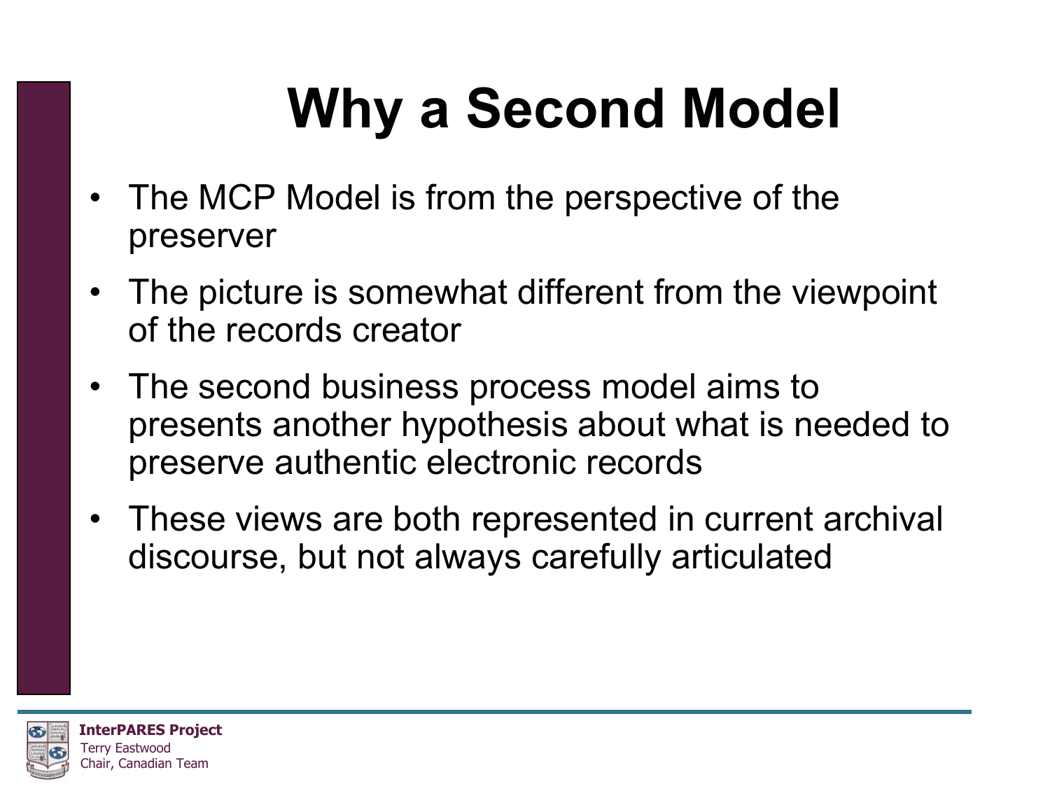# Why a Second Model

- The MCP Model is from the perspective of the preserver
- The picture is somewhat different from the viewpoint of the records creator
- The second business process model aims to presents another hypothesis about what is needed to preserve authentic electronic records
- These views are both represented in current archival discourse, but not always carefully articulated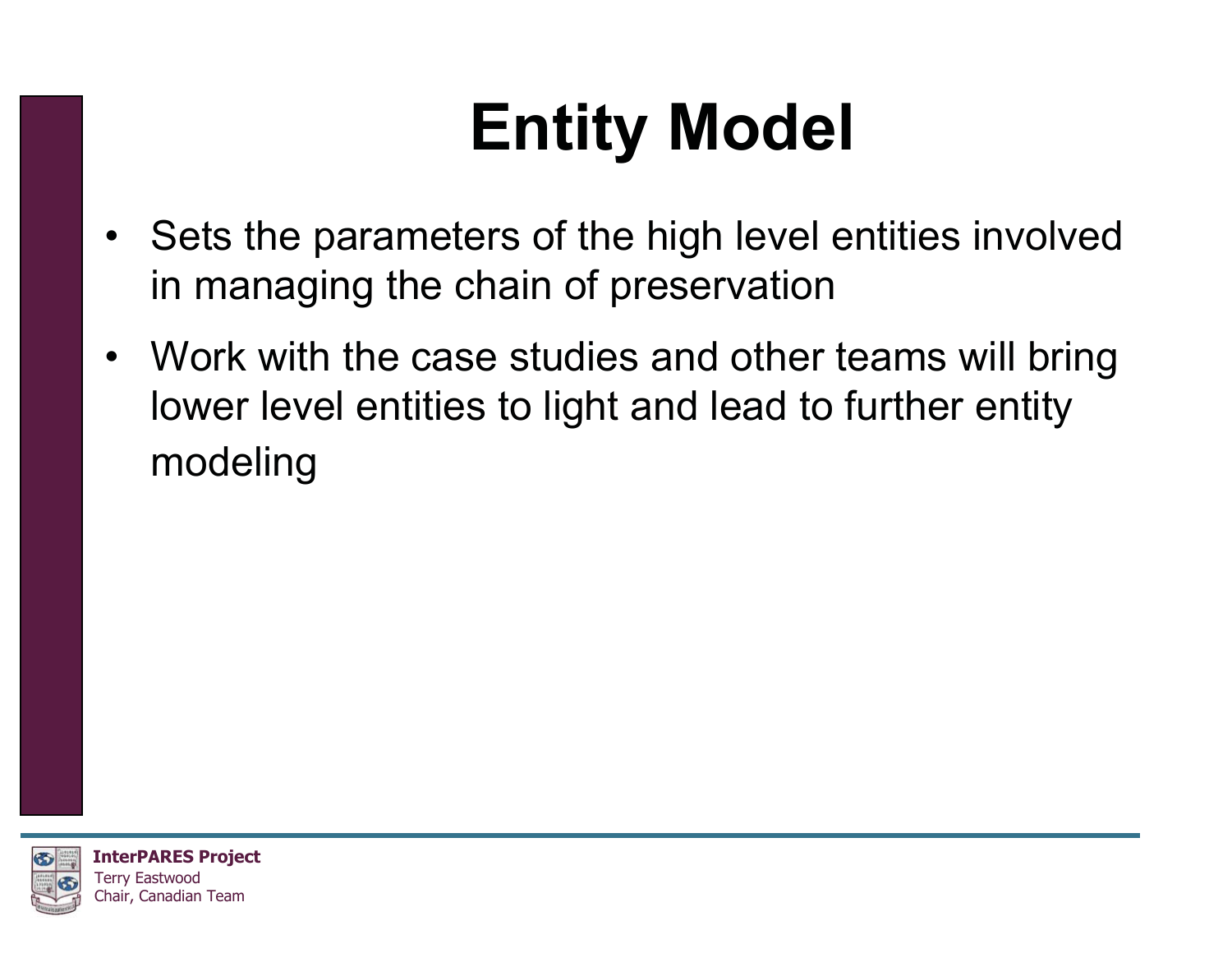# Entity Model

- Sets the parameters of the high level entities involved in managing the chain of preservation
- Work with the case studies and other teams will bring lower level entities to light and lead to further entity modeling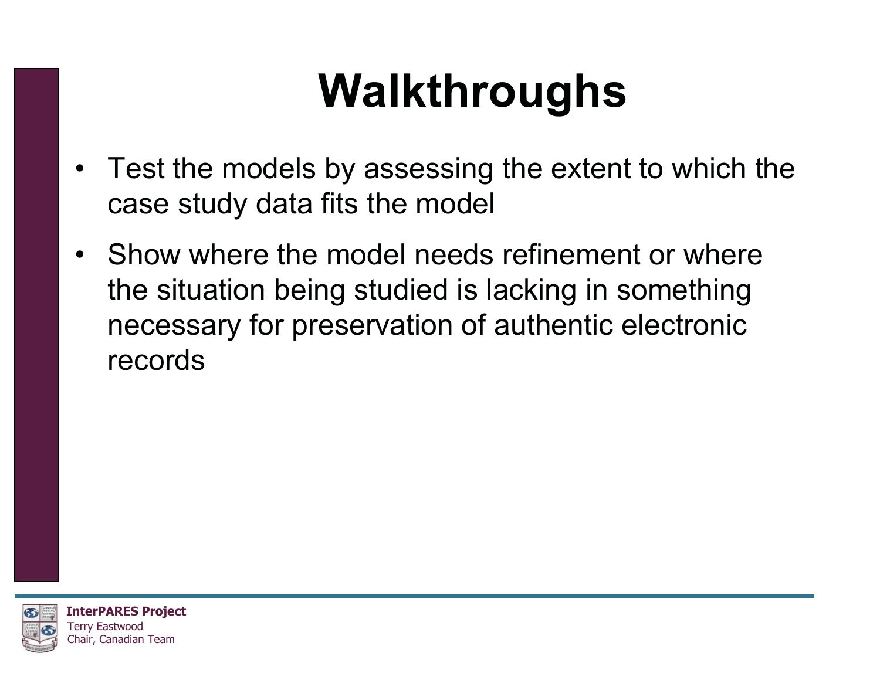# Walkthroughs

- Test the models by assessing the extent to which the case study data fits the model
- Show where the model needs refinement or where the situation being studied is lacking in something necessary for preservation of authentic electronic records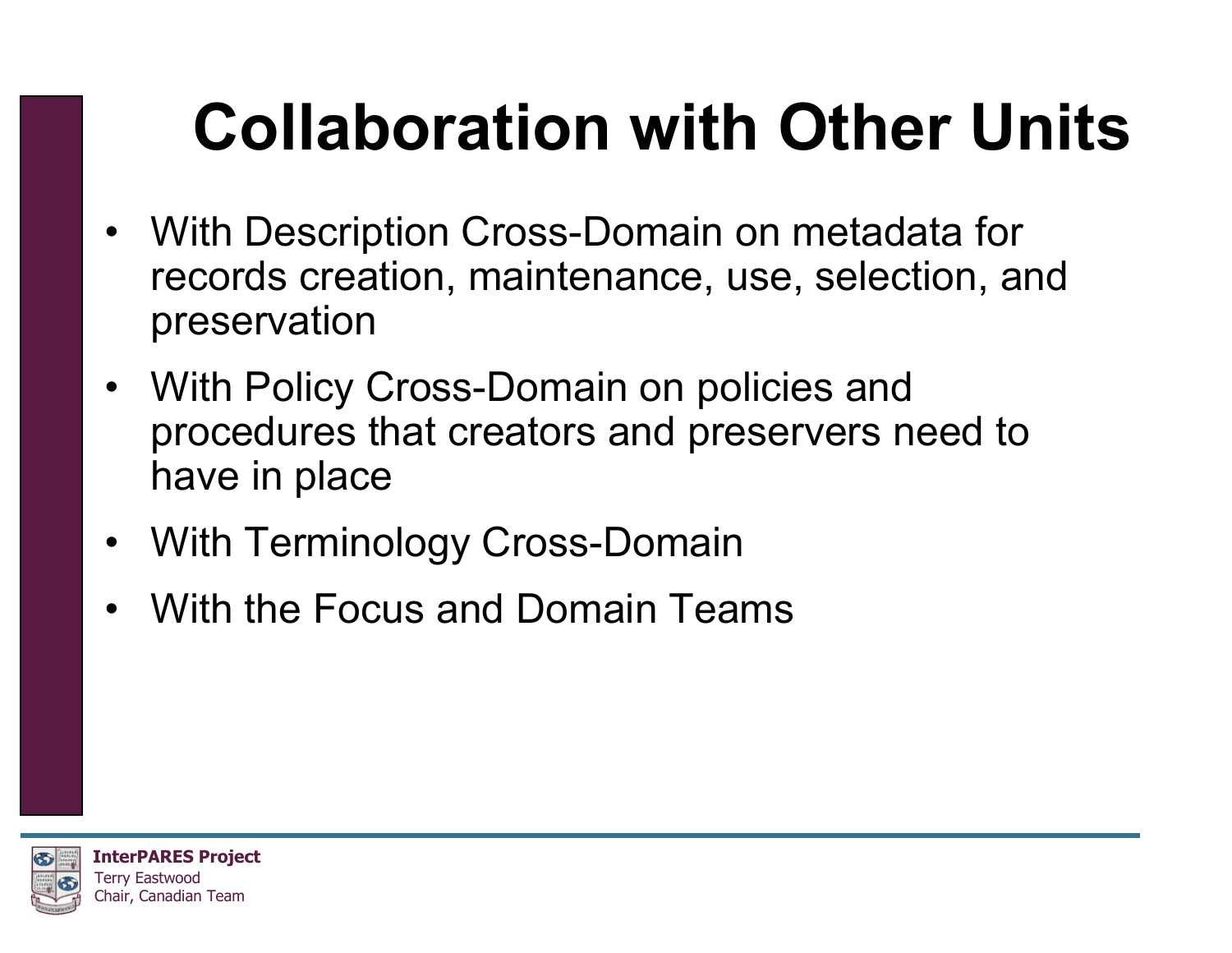# Collaboration with Other Units

- With Description Cross-Domain on metadata for records creation, maintenance, use, selection, and preservation
- With Policy Cross-Domain on policies and procedures that creators and preservers need to have in place
- With Terminology Cross-Domain
- With the Focus and Domain Teams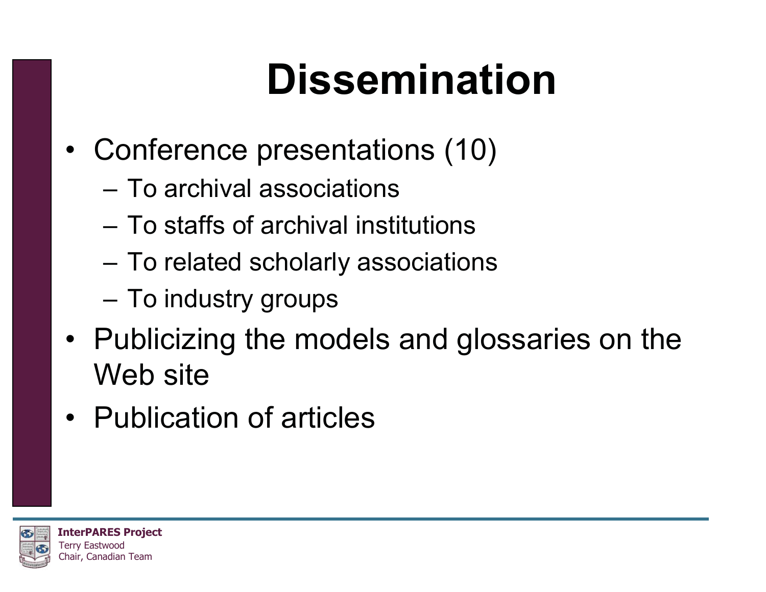# Dissemination

- Conference presentations (10)
  - To archival associations
  - To staffs of archival institutions
  - To related scholarly associations
  - To industry groups
- Publicizing the models and glossaries on the Web site
- Publication of articles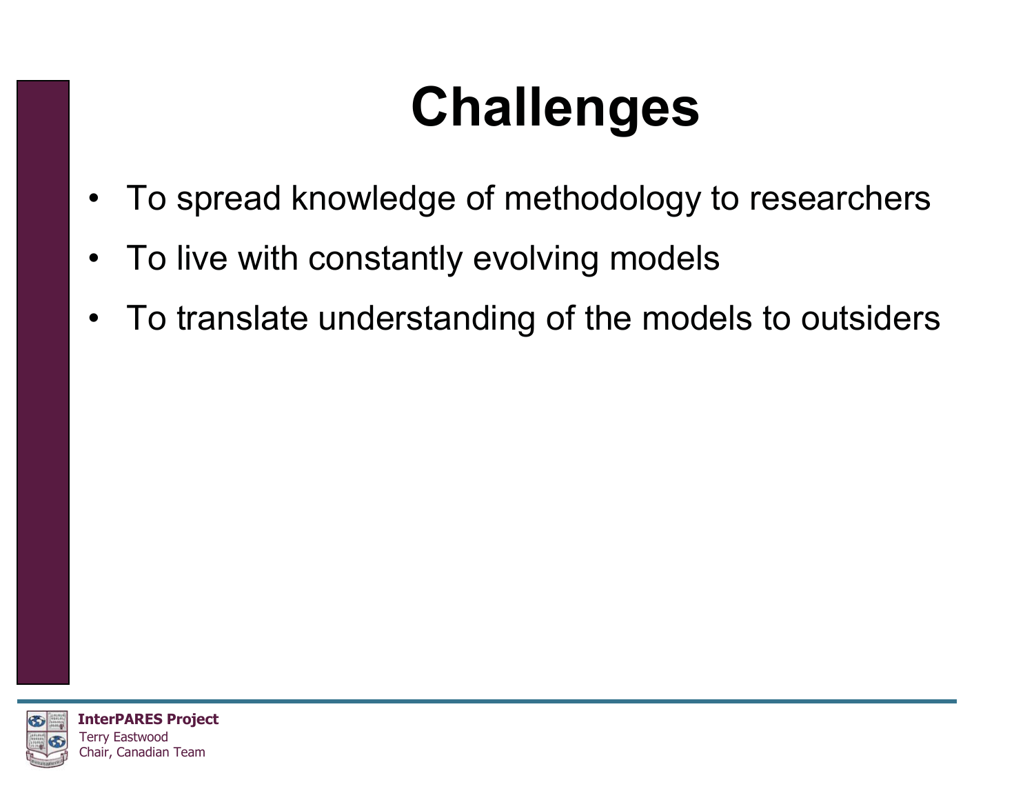# Challenges

- To spread knowledge of methodology to researchers
- To live with constantly evolving models
- To translate understanding of the models to outsiders